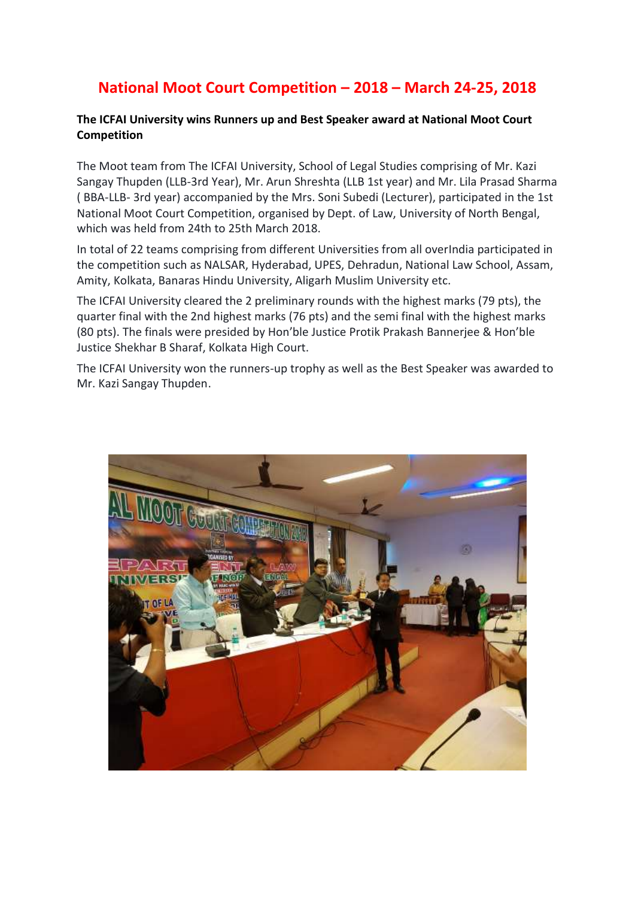# National Moot Court Competition – 2018 – March 24-25, 2018

**The ICFAI University wins Runners up and Best Speaker award at National Moot Court Competition**

The Moot team from The ICFAI University, School of Legal Studies comprising of Mr. Kazi Sangay Thupden (LLB-3rd Year), Mr. Arun Shreshta (LLB 1st year) and Mr. Lila Prasad Sharma ( BBA-LLB- 3rd year) accompanied by the Mrs. Soni Subedi (Lecturer), participated in the 1st National Moot Court Competition, organised by Dept. of Law, University of North Bengal, which was held from 24th to 25th March 2018.

In total of 22 teams comprising from different Universities from all overIndia participated in the competition such as NALSAR, Hyderabad, UPES, Dehradun, National Law School, Assam, Amity, Kolkata, Banaras Hindu University, Aligarh Muslim University etc.

The ICFAI University cleared the 2 preliminary rounds with the highest marks (79 pts), the quarter final with the 2nd highest marks (76 pts) and the semi final with the highest marks (80 pts). The finals were presided by Hon'ble Justice Protik Prakash Bannerjee & Hon'ble Justice Shekhar B Sharaf, Kolkata High Court.

The ICFAI University won the runners-up trophy as well as the Best Speaker was awarded to Mr. Kazi Sangay Thupden.